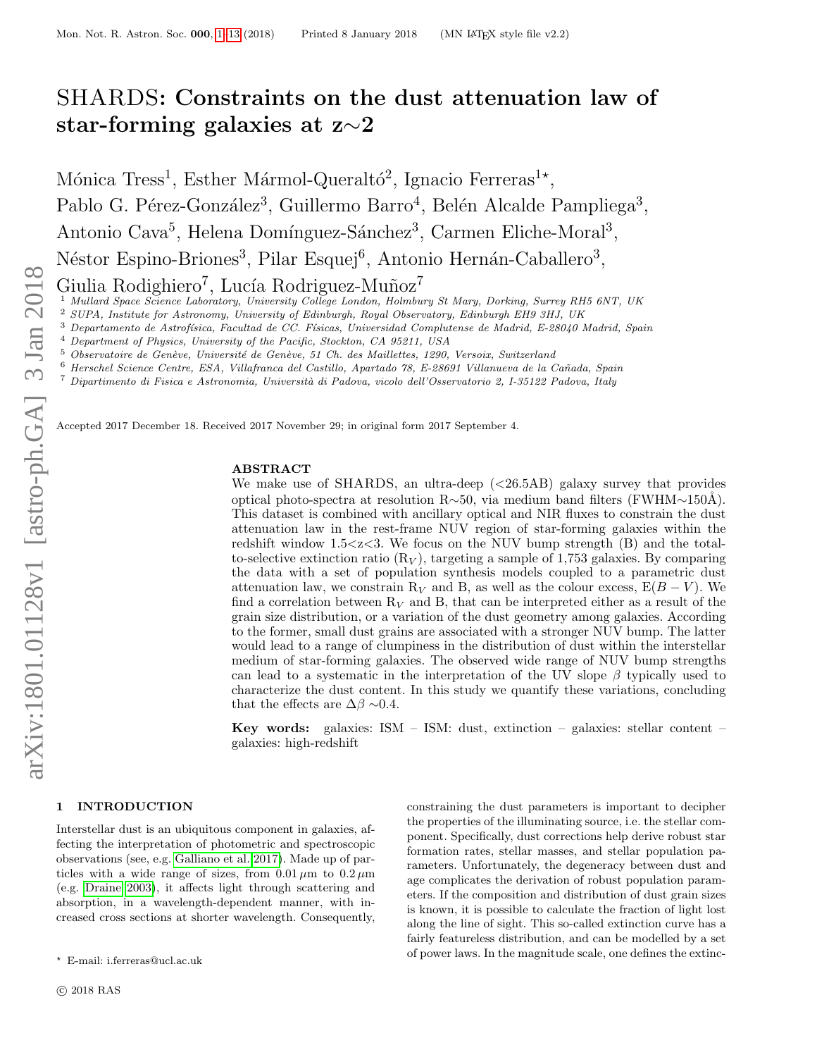# SHARDS: Constraints on the dust attenuation law of star-forming galaxies at z∼2

Mónica Tress[1], Esther Mármol-Queraltó[2], Ignacio Ferreras[1⋆], Pablo G. Pérez-González[3], Guillermo Barro[4], Belén Alcalde Pampliega[3], Antonio Cava[5], Helena Domínguez-Sánchez[3], Carmen Eliche-Moral[3], Néstor Espino-Briones[3], Pilar Esquej[6], Antonio Hernán-Caballero[3], Giulia Rodighiero[7], Lucía Rodriguez-Muñoz[7]

[1] Mullard Space Science Laboratory, University College London, Holmbury St Mary, Dorking, Surrey RH5 6NT, UK
[2] SUPA, Institute for Astronomy, University of Edinburgh, Royal Observatory, Edinburgh EH9 3HJ, UK
[3] Departamento de Astrofísica, Facultad de CC. Físicas, Universidad Complutense de Madrid, E-28040 Madrid, Spain
[4] Department of Physics, University of the Pacific, Stockton, CA 95211, USA
[5] Observatoire de Genève, Université de Genève, 51 Ch. des Maillettes, 1290, Versoix, Switzerland
[6] Herschel Science Centre, ESA, Villafranca del Castillo, Apartado 78, E-28691 Villanueva de la Cañada, Spain
[7] Dipartimento di Fisica e Astronomia, Università di Padova, vicolo dell'Osservatorio 2, I-35122 Padova, Italy

Accepted 2017 December 18. Received 2017 November 29; in original form 2017 September 4.

## ABSTRACT

We make use of SHARDS, an ultra-deep (<26.5AB) galaxy survey that provides optical photo-spectra at resolution R∼50, via medium band filters (FWHM∼150Å). This dataset is combined with ancillary optical and NIR fluxes to constrain the dust attenuation law in the rest-frame NUV region of star-forming galaxies within the redshift window 1.5<z<3. We focus on the NUV bump strength (B) and the total-to-selective extinction ratio ($R_V$), targeting a sample of 1,753 galaxies. By comparing the data with a set of population synthesis models coupled to a parametric dust attenuation law, we constrain $R_V$ and B, as well as the colour excess, $E(B-V)$. We find a correlation between $R_V$ and B, that can be interpreted either as a result of the grain size distribution, or a variation of the dust geometry among galaxies. According to the former, small dust grains are associated with a stronger NUV bump. The latter would lead to a range of clumpiness in the distribution of dust within the interstellar medium of star-forming galaxies. The observed wide range of NUV bump strengths can lead to a systematic in the interpretation of the UV slope $\beta$ typically used to characterize the dust content. In this study we quantify these variations, concluding that the effects are $\Delta\beta\sim0.4$.

**Key words:** galaxies: ISM – ISM: dust, extinction – galaxies: stellar content – galaxies: high-redshift

## 1 INTRODUCTION

Interstellar dust is an ubiquitous component in galaxies, affecting the interpretation of photometric and spectroscopic observations (see, e.g. Galliano et al. 2017). Made up of particles with a wide range of sizes, from $0.01\,\mu$m to $0.2\,\mu$m (e.g. Draine 2003), it affects light through scattering and absorption, in a wavelength-dependent manner, with increased cross sections at shorter wavelength. Consequently, constraining the dust parameters is important to decipher the properties of the illuminating source, i.e. the stellar component. Specifically, dust corrections help derive robust star formation rates, stellar masses, and stellar population parameters. Unfortunately, the degeneracy between dust and age complicates the derivation of robust population parameters. If the composition and distribution of dust grain sizes is known, it is possible to calculate the fraction of light lost along the line of sight. This so-called extinction curve has a fairly featureless distribution, and can be modelled by a set of power laws. In the magnitude scale, one defines the extinc-

⋆ E-mail: i.ferreras@ucl.ac.uk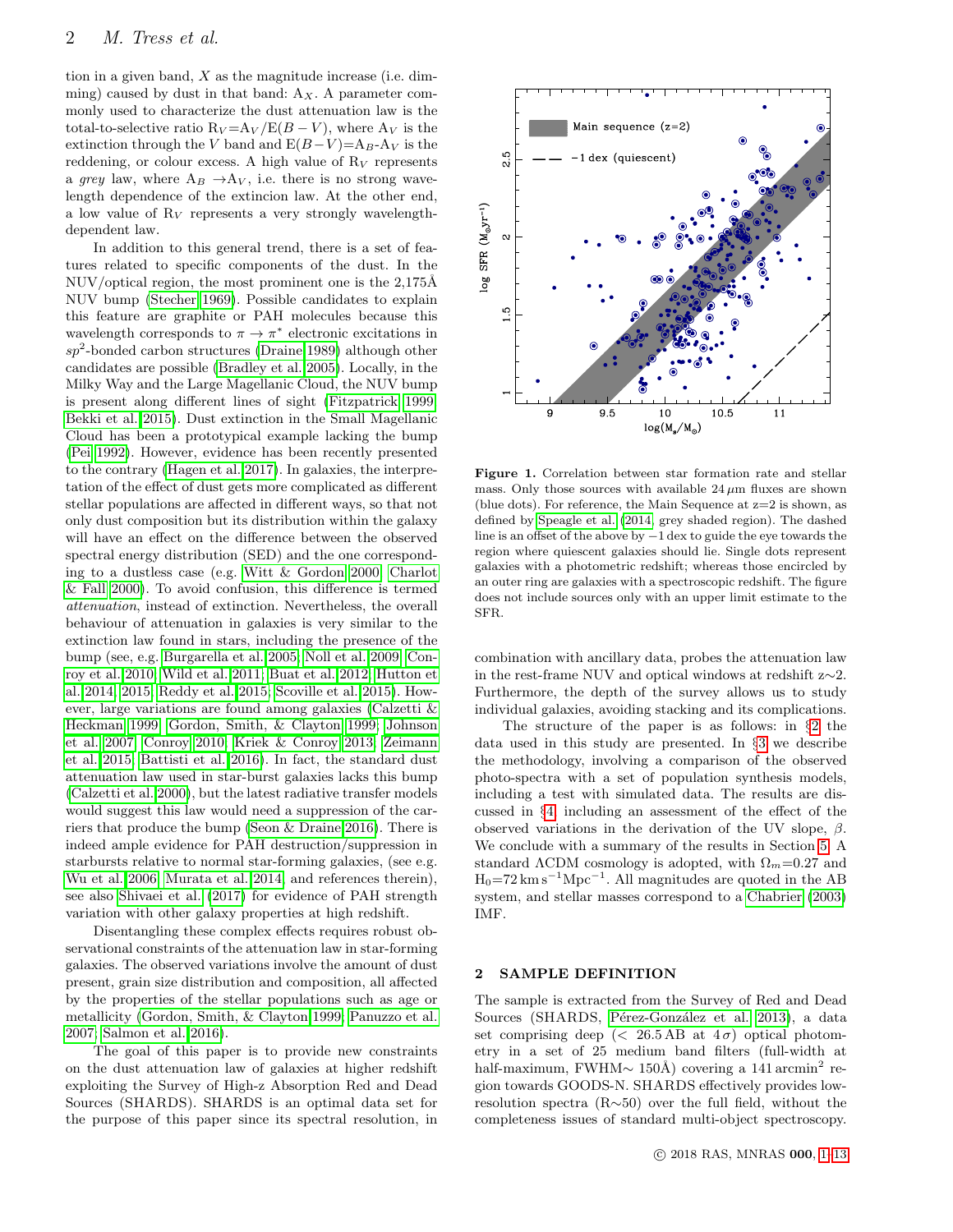tion in a given band, $X$ as the magnitude increase (i.e. dimming) caused by dust in that band: $A_X$. A parameter commonly used to characterize the dust attenuation law is the total-to-selective ratio $R_V = A_V/E(B-V)$, where $A_V$ is the extinction through the $V$ band and $E(B-V) = A_B - A_V$ is the reddening, or colour excess. A high value of $R_V$ represents a *grey* law, where $A_B \rightarrow A_V$, i.e. there is no strong wavelength dependence of the extincion law. At the other end, a low value of $R_V$ represents a very strongly wavelength-dependent law.

In addition to this general trend, there is a set of features related to specific components of the dust. In the NUV/optical region, the most prominent one is the 2,175Å NUV bump (Stecher 1969). Possible candidates to explain this feature are graphite or PAH molecules because this wavelength corresponds to $\pi \rightarrow \pi^*$ electronic excitations in $sp^2$-bonded carbon structures (Draine 1989) although other candidates are possible (Bradley et al. 2005). Locally, in the Milky Way and the Large Magellanic Cloud, the NUV bump is present along different lines of sight (Fitzpatrick 1999; Bekki et al. 2015). Dust extinction in the Small Magellanic Cloud has been a prototypical example lacking the bump (Pei 1992). However, evidence has been recently presented to the contrary (Hagen et al. 2017). In galaxies, the interpretation of the effect of dust gets more complicated as different stellar populations are affected in different ways, so that not only dust composition but its distribution within the galaxy will have an effect on the difference between the observed spectral energy distribution (SED) and the one corresponding to a dustless case (e.g. Witt & Gordon 2000; Charlot & Fall 2000). To avoid confusion, this difference is termed *attenuation*, instead of extinction. Nevertheless, the overall behaviour of attenuation in galaxies is very similar to the extinction law found in stars, including the presence of the bump (see, e.g. Burgarella et al. 2005; Noll et al. 2009; Conroy et al. 2010; Wild et al. 2011; Buat et al. 2012; Hutton et al. 2014, 2015; Reddy et al. 2015; Scoville et al. 2015). However, large variations are found among galaxies (Calzetti & Heckman 1999; Gordon, Smith, & Clayton 1999; Johnson et al. 2007; Conroy 2010; Kriek & Conroy 2013; Zeimann et al. 2015; Battisti et al. 2016). In fact, the standard dust attenuation law used in star-burst galaxies lacks this bump (Calzetti et al. 2000), but the latest radiative transfer models would suggest this law would need a suppression of the carriers that produce the bump (Seon & Draine 2016). There is indeed ample evidence for PAH destruction/suppression in starbursts relative to normal star-forming galaxies, (see e.g. Wu et al. 2006; Murata et al. 2014, and references therein), see also Shivaei et al. (2017) for evidence of PAH strength variation with other galaxy properties at high redshift.

Disentangling these complex effects requires robust observational constraints of the attenuation law in star-forming galaxies. The observed variations involve the amount of dust present, grain size distribution and composition, all affected by the properties of the stellar populations such as age or metallicity (Gordon, Smith, & Clayton 1999; Panuzzo et al. 2007; Salmon et al. 2016).

The goal of this paper is to provide new constraints on the dust attenuation law of galaxies at higher redshift exploiting the Survey of High-z Absorption Red and Dead Sources (SHARDS). SHARDS is an optimal data set for the purpose of this paper since its spectral resolution, in combination with ancillary data, probes the attenuation law in the rest-frame NUV and optical windows at redshift z∼2. Furthermore, the depth of the survey allows us to study individual galaxies, avoiding stacking and its complications.

**Figure 1.** Correlation between star formation rate and stellar mass. Only those sources with available 24 µm fluxes are shown (blue dots). For reference, the Main Sequence at z=2 is shown, as defined by Speagle et al. (2014, grey shaded region). The dashed line is an offset of the above by −1 dex to guide the eye towards the region where quiescent galaxies should lie. Single dots represent galaxies with a photometric redshift; whereas those encircled by an outer ring are galaxies with a spectroscopic redshift. The figure does not include sources only with an upper limit estimate to the SFR.

The structure of the paper is as follows: in §2 the data used in this study are presented. In §3 we describe the methodology, involving a comparison of the observed photo-spectra with a set of population synthesis models, including a test with simulated data. The results are discussed in §4, including an assessment of the effect of the observed variations in the derivation of the UV slope, $\beta$. We conclude with a summary of the results in Section 5. A standard ΛCDM cosmology is adopted, with $\Omega_m$=0.27 and $H_0$=72 km s$^{-1}$Mpc$^{-1}$. All magnitudes are quoted in the AB system, and stellar masses correspond to a Chabrier (2003) IMF.

## 2 SAMPLE DEFINITION

The sample is extracted from the Survey of Red and Dead Sources (SHARDS, Pérez-González et al. 2013), a data set comprising deep (< 26.5 AB at 4σ) optical photometry in a set of 25 medium band filters (full-width at half-maximum, FWHM∼ 150Å) covering a 141 arcmin$^2$ region towards GOODS-N. SHARDS effectively provides low-resolution spectra (R∼50) over the full field, without the completeness issues of standard multi-object spectroscopy.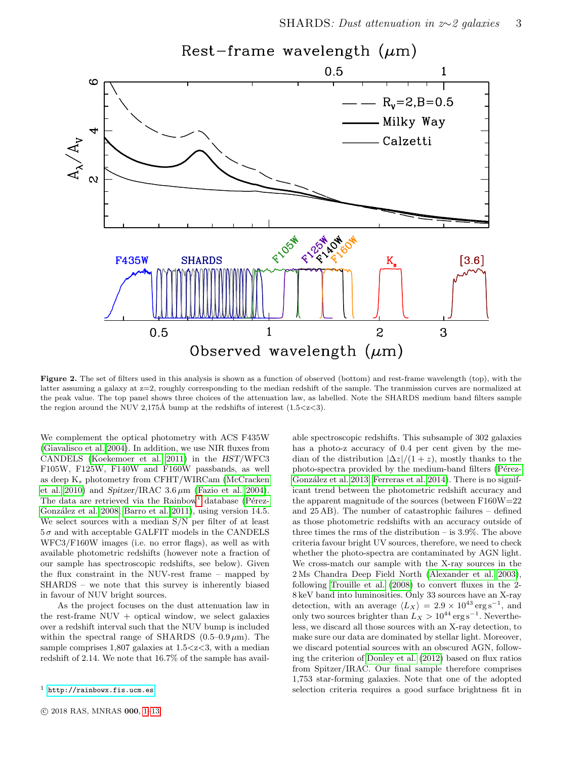**Figure 2.** The set of filters used in this analysis is shown as a function of observed (bottom) and rest-frame wavelength (top), with the latter assuming a galaxy at z=2, roughly corresponding to the median redshift of the sample. The tranmission curves are normalized at the peak value. The top panel shows three choices of the attenuation law, as labelled. Note the SHARDS medium band filters sample the region around the NUV 2,175Å bump at the redshifts of interest (1.5<z<3).

We complement the optical photometry with ACS F435W (Giavalisco et al. 2004). In addition, we use NIR fluxes from CANDELS (Koekemoer et al. 2011) in the *HST*/WFC3 F105W, F125W, F140W and F160W passbands, as well as deep $K_s$ photometry from CFHT/WIRCam (McCracken et al. 2010) and *Spitzer*/IRAC 3.6 μm (Fazio et al. 2004). The data are retrieved via the Rainbow[1] database (Pérez-González et al. 2008; Barro et al. 2011), using version 14.5. We select sources with a median S/N per filter of at least $5\,\sigma$ and with acceptable GALFIT models in the CANDELS WFC3/F160W images (i.e. no error flags), as well as with available photometric redshifts (however note a fraction of our sample has spectroscopic redshifts, see below). Given the flux constraint in the NUV-rest frame – mapped by SHARDS – we note that this survey is inherently biased in favour of NUV bright sources.

As the project focuses on the dust attenuation law in the rest-frame NUV + optical window, we select galaxies over a redshift interval such that the NUV bump is included within the spectral range of SHARDS (0.5–0.9 μm). The sample comprises 1,807 galaxies at 1.5<z<3, with a median redshift of 2.14. We note that 16.7% of the sample has available spectroscopic redshifts. This subsample of 302 galaxies has a photo-z accuracy of 0.4 per cent given by the median of the distribution $|\Delta z|/(1+z)$, mostly thanks to the photo-spectra provided by the medium-band filters (Pérez-González et al. 2013; Ferreras et al. 2014). There is no significant trend between the photometric redshift accuracy and the apparent magnitude of the sources (between F160W=22 and 25 AB). The number of catastrophic failures – defined as those photometric redshifts with an accuracy outside of three times the rms of the distribution – is 3.9%. The above criteria favour bright UV sources, therefore, we need to check whether the photo-spectra are contaminated by AGN light. We cross-match our sample with the X-ray sources in the 2 Ms Chandra Deep Field North (Alexander et al. 2003), following Trouille et al. (2008) to convert fluxes in the 2-8 keV band into luminosities. Only 33 sources have an X-ray detection, with an average $\langle L_X \rangle = 2.9\times10^{43}\,\mathrm{erg\,s^{-1}}$, and only two sources brighter than $L_X > 10^{44}\,\mathrm{erg\,s^{-1}}$. Nevertheless, we discard all those sources with an X-ray detection, to make sure our data are dominated by stellar light. Moreover, we discard potential sources with an obscured AGN, following the criterion of Donley et al. (2012) based on flux ratios from Spitzer/IRAC. Our final sample therefore comprises 1,753 star-forming galaxies. Note that one of the adopted selection criteria requires a good surface brightness fit in

[1] http://rainbowx.fis.ucm.es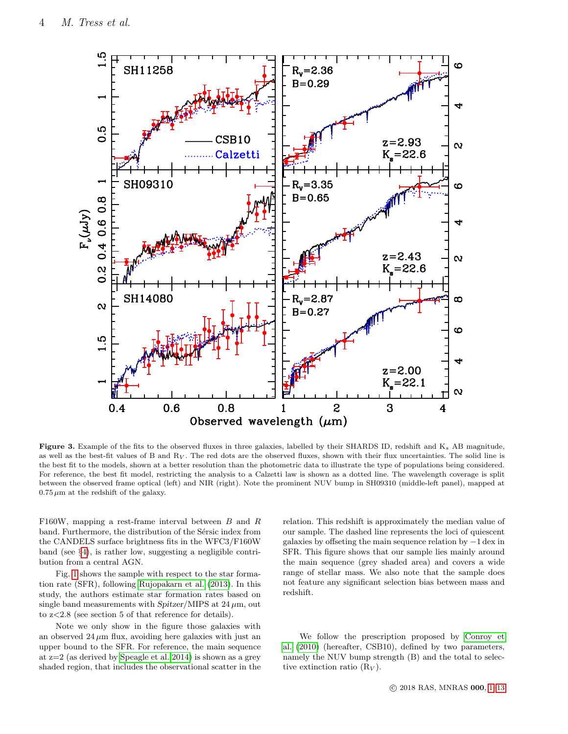**Figure 3.** Example of the fits to the observed fluxes in three galaxies, labelled by their SHARDS ID, redshift and $K_s$ AB magnitude, as well as the best-fit values of B and $R_V$. The red dots are the observed fluxes, shown with their flux uncertainties. The solid line is the best fit to the models, shown at a better resolution than the photometric data to illustrate the type of populations being considered. For reference, the best fit model, restricting the analysis to a Calzetti law is shown as a dotted line. The wavelength coverage is split between the observed frame optical (left) and NIR (right). Note the prominent NUV bump in SH09310 (middle-left panel), mapped at $0.75\,\mu$m at the redshift of the galaxy.

F160W, mapping a rest-frame interval between $B$ and $R$ band. Furthermore, the distribution of the Sérsic index from the CANDELS surface brightness fits in the WFC3/F160W band (see §4), is rather low, suggesting a negligible contribution from a central AGN.

Fig. 1 shows the sample with respect to the star formation rate (SFR), following Rujopakarn et al. (2013). In this study, the authors estimate star formation rates based on single band measurements with *Spitzer*/MIPS at $24\,\mu$m, out to z<2.8 (see section 5 of that reference for details).

Note we only show in the figure those galaxies with an observed $24\,\mu$m flux, avoiding here galaxies with just an upper bound to the SFR. For reference, the main sequence at z=2 (as derived by Speagle et al. 2014) is shown as a grey shaded region, that includes the observational scatter in the relation. This redshift is approximately the median value of our sample. The dashed line represents the loci of quiescent galaxies by offseting the main sequence relation by $-1$ dex in SFR. This figure shows that our sample lies mainly around the main sequence (grey shaded area) and covers a wide range of stellar mass. We also note that the sample does not feature any significant selection bias between mass and redshift.

We follow the prescription proposed by Conroy et al. (2010) (hereafter, CSB10), defined by two parameters, namely the NUV bump strength (B) and the total to selective extinction ratio ($R_V$).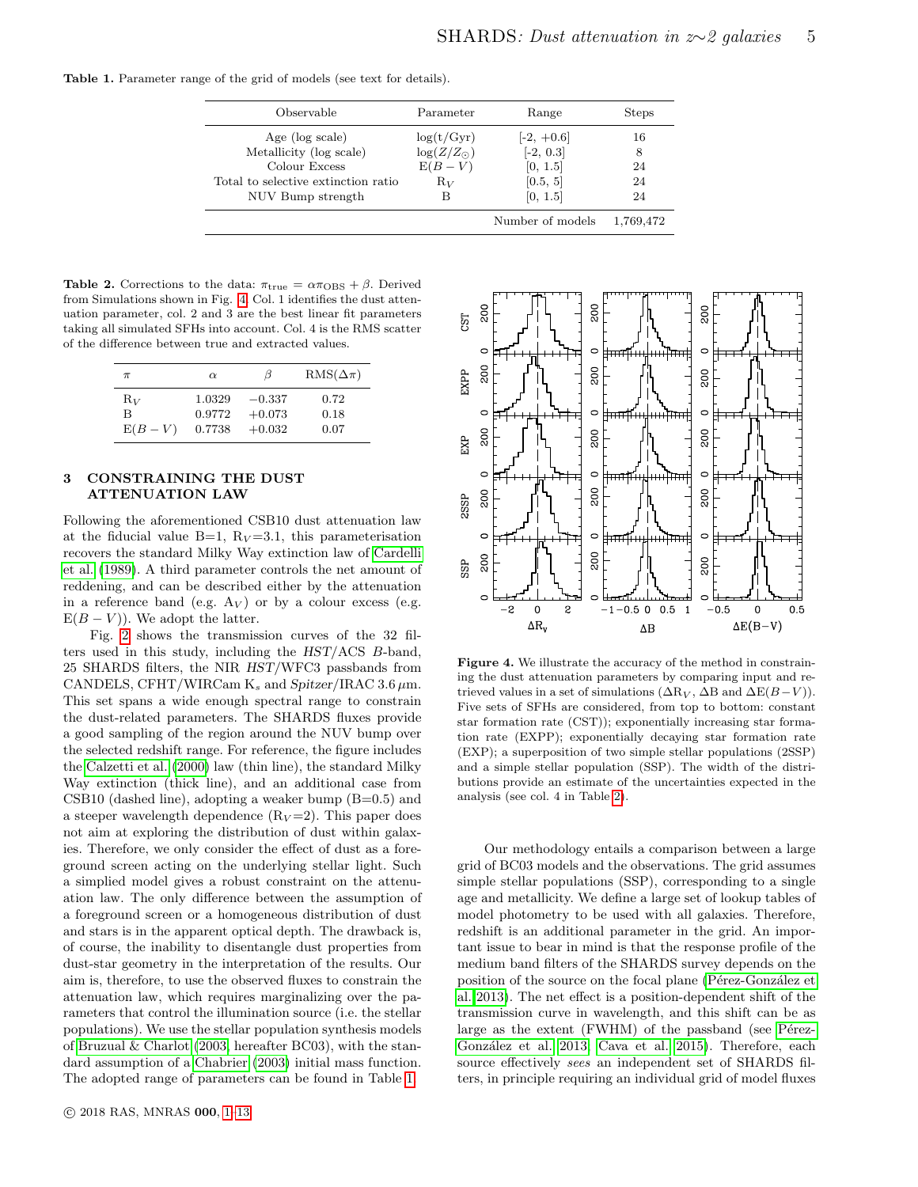**Table 1.** Parameter range of the grid of models (see text for details).

| Observable | Parameter | Range | Steps |
|---|---|---|---|
| Age (log scale) | log(t/Gyr) | [-2, +0.6] | 16 |
| Metallicity (log scale) | $\log(Z/Z_\odot)$ | [-2, 0.3] | 8 |
| Colour Excess | $E(B-V)$ | [0, 1.5] | 24 |
| Total to selective extinction ratio | $R_V$ | [0.5, 5] | 24 |
| NUV Bump strength | B | [0, 1.5] | 24 |
| | | Number of models | 1,769,472 |

**Table 2.** Corrections to the data: $\pi_{\rm true} = \alpha\pi_{\rm OBS} + \beta$. Derived from Simulations shown in Fig. 4. Col. 1 identifies the dust attenuation parameter, col. 2 and 3 are the best linear fit parameters taking all simulated SFHs into account. Col. 4 is the RMS scatter of the difference between true and extracted values.

| $\pi$ | $\alpha$ | $\beta$ | RMS($\Delta\pi$) |
|---|---|---|---|
| $R_V$ | 1.0329 | $-0.337$ | 0.72 |
| B | 0.9772 | $+0.073$ | 0.18 |
| $E(B-V)$ | 0.7738 | $+0.032$ | 0.07 |

## 3 CONSTRAINING THE DUST ATTENUATION LAW

Following the aforementioned CSB10 dust attenuation law at the fiducial value B=1, $R_V$=3.1, this parameterisation recovers the standard Milky Way extinction law of Cardelli et al. (1989). A third parameter controls the net amount of reddening, and can be described either by the attenuation in a reference band (e.g. $A_V$) or by a colour excess (e.g. $E(B-V)$). We adopt the latter.

Fig. 2 shows the transmission curves of the 32 filters used in this study, including the *HST*/ACS *B*-band, 25 SHARDS filters, the NIR *HST*/WFC3 passbands from CANDELS, CFHT/WIRCam $K_s$ and *Spitzer*/IRAC 3.6 $\mu$m. This set spans a wide enough spectral range to constrain the dust-related parameters. The SHARDS fluxes provide a good sampling of the region around the NUV bump over the selected redshift range. For reference, the figure includes the Calzetti et al. (2000) law (thin line), the standard Milky Way extinction (thick line), and an additional case from CSB10 (dashed line), adopting a weaker bump (B=0.5) and a steeper wavelength dependence ($R_V$=2). This paper does not aim at exploring the distribution of dust within galaxies. Therefore, we only consider the effect of dust as a foreground screen acting on the underlying stellar light. Such a simplied model gives a robust constraint on the attenuation law. The only difference between the assumption of a foreground screen or a homogeneous distribution of dust and stars is in the apparent optical depth. The drawback is, of course, the inability to disentangle dust properties from dust-star geometry in the interpretation of the results. Our aim is, therefore, to use the observed fluxes to constrain the attenuation law, which requires marginalizing over the parameters that control the illumination source (i.e. the stellar populations). We use the stellar population synthesis models of Bruzual & Charlot (2003, hereafter BC03), with the standard assumption of a Chabrier (2003) initial mass function. The adopted range of parameters can be found in Table 1.

**Figure 4.** We illustrate the accuracy of the method in constraining the dust attenuation parameters by comparing input and retrieved values in a set of simulations ($\Delta R_V$, $\Delta$B and $\Delta E(B-V)$). Five sets of SFHs are considered, from top to bottom: constant star formation rate (CST)); exponentially increasing star formation rate (EXPP); exponentially decaying star formation rate (EXP); a superposition of two simple stellar populations (2SSP) and a simple stellar population (SSP). The width of the distributions provide an estimate of the uncertainties expected in the analysis (see col. 4 in Table 2).

Our methodology entails a comparison between a large grid of BC03 models and the observations. The grid assumes simple stellar populations (SSP), corresponding to a single age and metallicity. We define a large set of lookup tables of model photometry to be used with all galaxies. Therefore, redshift is an additional parameter in the grid. An important issue to bear in mind is that the response profile of the medium band filters of the SHARDS survey depends on the position of the source on the focal plane (Pérez-González et al. 2013). The net effect is a position-dependent shift of the transmission curve in wavelength, and this shift can be as large as the extent (FWHM) of the passband (see Pérez-González et al. 2013; Cava et al. 2015). Therefore, each source effectively *sees* an independent set of SHARDS filters, in principle requiring an individual grid of model fluxes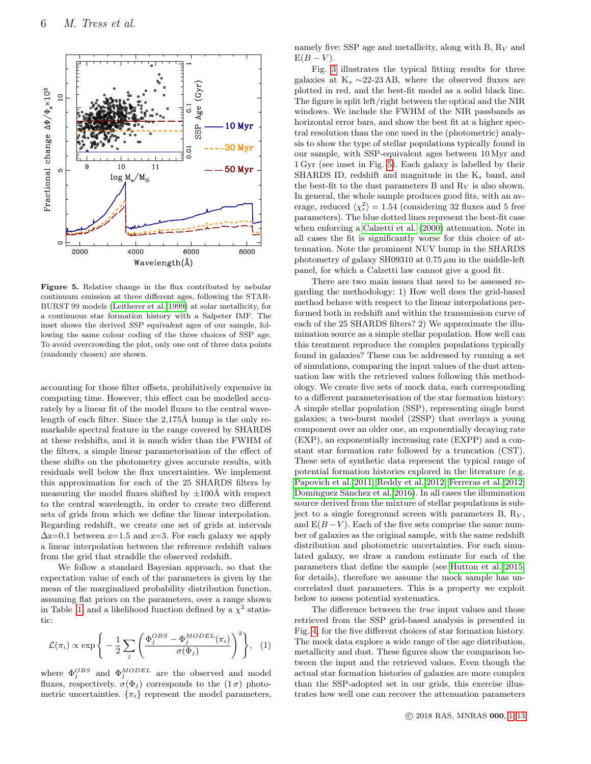**Figure 5.** Relative change in the flux contributed by nebular continuum emission at three different ages, following the STARBURST 99 models (Leitherer et al. 1999) at solar metallicity, for a continuous star formation history with a Salpeter IMF. The inset shows the derived *SSP equivalent* ages of our sample, following the same colour coding of the three choices of SSP age. To avoid overcrowding the plot, only one out of three data points (randomly chosen) are shown.

accounting for those filter offsets, prohibitively expensive in computing time. However, this effect can be modelled accurately by a linear fit of the model fluxes to the central wavelength of each filter. Since the 2,175Å bump is the only remarkable spectral feature in the range covered by SHARDS at these redshifts, and it is much wider than the FWHM of the filters, a simple linear parameterisation of the effect of these shifts on the photometry gives accurate results, with residuals well below the flux uncertainties. We implement this approximation for each of the 25 SHARDS filters by measuring the model fluxes shifted by ±100Å with respect to the central wavelength, in order to create two different sets of grids from which we define the linear interpolation. Regarding redshift, we create one set of grids at intervals $\Delta z$=0.1 between z=1.5 and z=3. For each galaxy we apply a linear interpolation between the reference redshift values from the grid that straddle the observed redshift.

We follow a standard Bayesian approach, so that the expectation value of each of the parameters is given by the mean of the marginalized probability distribution function, assuming flat priors on the parameters, over a range shown in Table 1, and a likelihood function defined by a $\chi^2$ statistic:

$$\mathcal{L}(\pi_i) \propto \exp\left\{ -\frac{1}{2}\sum_j \left( \frac{\Phi_j^{OBS} - \Phi_j^{MODEL}(\pi_i)}{\sigma(\Phi_j)} \right)^2 \right\}, \quad (1)$$

where $\Phi_j^{OBS}$ and $\Phi_j^{MODEL}$ are the observed and model fluxes, respectively. $\sigma(\Phi_j)$ corresponds to the $(1\,\sigma)$ photometric uncertainties. $\{\pi_i\}$ represent the model parameters, namely five: SSP age and metallicity, along with B, $R_V$ and $E(B-V)$.

Fig. 3 illustrates the typical fitting results for three galaxies at $K_s \sim$22-23 AB, where the observed fluxes are plotted in red, and the best-fit model as a solid black line. The figure is split left/right between the optical and the NIR windows. We include the FWHM of the NIR passbands as horizontal error bars, and show the best fit at a higher spectral resolution than the one used in the (photometric) analysis to show the type of stellar populations typically found in our sample, with SSP-equivalent ages between 10 Myr and 1 Gyr (see inset in Fig. 5). Each galaxy is labelled by their SHARDS ID, redshift and magnitude in the $K_s$ band, and the best-fit to the dust parameters B and $R_V$ is also shown. In general, the whole sample produces good fits, with an average, reduced $\langle\chi^2_r\rangle = 1.54$ (considering 32 fluxes and 5 free parameters). The blue dotted lines represent the best-fit case when enforcing a Calzetti et al. (2000) attenuation. Note in all cases the fit is significantly worse for this choice of attenuation. Note the prominent NUV bump in the SHARDS photometry of galaxy SH09310 at 0.75 $\mu$m in the middle-left panel, for which a Calzetti law cannot give a good fit.

There are two main issues that need to be assessed regarding the methodology: 1) How well does the grid-based method behave with respect to the linear interpolations performed both in redshift and within the transmission curve of each of the 25 SHARDS filters? 2) We approximate the illumination source as a simple stellar population. How well can this treatment reproduce the complex populations typically found in galaxies? These can be addressed by running a set of simulations, comparing the input values of the dust attenuation law with the retrieved values following this methodology. We create five sets of mock data, each corresponding to a different parameterisation of the star formation history: A simple stellar population (SSP), representing single burst galaxies; a two-burst model (2SSP) that overlays a young component over an older one, an exponentially decaying rate (EXP), an exponentially increasing rate (EXPP) and a constant star formation rate followed by a truncation (CST). These sets of synthetic data represent the typical range of potential formation histories explored in the literature (e.g. Papovich et al. 2011; Reddy et al. 2012; Ferreras et al. 2012; Domínguez Sánchez et al. 2016). In all cases the illumination source derived from the mixture of stellar populations is subject to a single foreground screen with parameters B, $R_V$, and $E(B-V)$. Each of the five sets comprise the same number of galaxies as the original sample, with the same redshift distribution and photometric uncertainties. For each simulated galaxy, we draw a random estimate for each of the parameters that define the sample (see Hutton et al. 2015 for details), therefore we assume the mock sample has uncorrelated dust parameters. This is a property we exploit below to assess potential systematics.

The difference between the *true* input values and those retrieved from the SSP grid-based analysis is presented in Fig. 4, for the five different choices of star formation history. The mock data explore a wide range of the age distribution, metallicity and dust. These figures show the comparison between the input and the retrieved values. Even though the actual star formation histories of galaxies are more complex than the SSP-adopted set in our grids, this exercise illustrates how well one can recover the attenuation parameters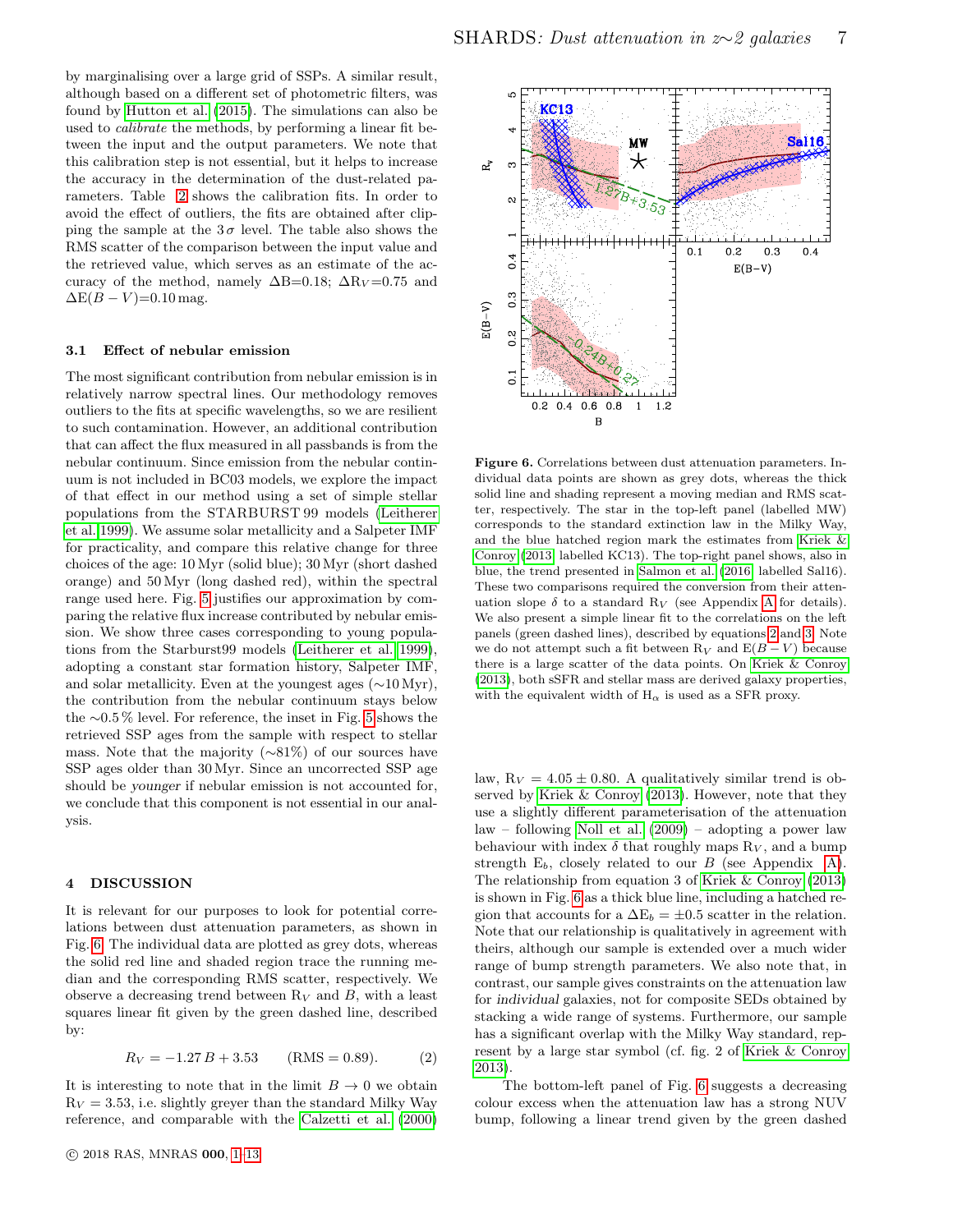by marginalising over a large grid of SSPs. A similar result, although based on a different set of photometric filters, was found by Hutton et al. (2015). The simulations can also be used to *calibrate* the methods, by performing a linear fit between the input and the output parameters. We note that this calibration step is not essential, but it helps to increase the accuracy in the determination of the dust-related parameters. Table 2 shows the calibration fits. In order to avoid the effect of outliers, the fits are obtained after clipping the sample at the $3\,\sigma$ level. The table also shows the RMS scatter of the comparison between the input value and the retrieved value, which serves as an estimate of the accuracy of the method, namely $\Delta$B=0.18; $\Delta$R$_V$=0.75 and $\Delta$E$(B-V)$=0.10 mag.

### 3.1 Effect of nebular emission

The most significant contribution from nebular emission is in relatively narrow spectral lines. Our methodology removes outliers to the fits at specific wavelengths, so we are resilient to such contamination. However, an additional contribution that can affect the flux measured in all passbands is from the nebular continuum. Since emission from the nebular continuum is not included in BC03 models, we explore the impact of that effect in our method using a set of simple stellar populations from the STARBURST 99 models (Leitherer et al. 1999). We assume solar metallicity and a Salpeter IMF for practicality, and compare this relative change for three choices of the age: 10 Myr (solid blue); 30 Myr (short dashed orange) and 50 Myr (long dashed red), within the spectral range used here. Fig. 5 justifies our approximation by comparing the relative flux increase contributed by nebular emission. We show three cases corresponding to young populations from the Starburst99 models (Leitherer et al. 1999), adopting a constant star formation history, Salpeter IMF, and solar metallicity. Even at the youngest ages ($\sim$10 Myr), the contribution from the nebular continuum stays below the $\sim$0.5 % level. For reference, the inset in Fig. 5 shows the retrieved SSP ages from the sample with respect to stellar mass. Note that the majority ($\sim$81%) of our sources have SSP ages older than 30 Myr. Since an uncorrected SSP age should be *younger* if nebular emission is not accounted for, we conclude that this component is not essential in our analysis.

## 4 DISCUSSION

It is relevant for our purposes to look for potential correlations between dust attenuation parameters, as shown in Fig. 6. The individual data are plotted as grey dots, whereas the solid red line and shaded region trace the running median and the corresponding RMS scatter, respectively. We observe a decreasing trend between R$_V$ and $B$, with a least squares linear fit given by the green dashed line, described by:

$$R_V = -1.27\,B + 3.53 \qquad (\mathrm{RMS} = 0.89). \tag{2}$$

It is interesting to note that in the limit $B \rightarrow 0$ we obtain R$_V$ = 3.53, i.e. slightly greyer than the standard Milky Way reference, and comparable with the Calzetti et al. (2000)

**Figure 6.** Correlations between dust attenuation parameters. Individual data points are shown as grey dots, whereas the thick solid line and shading represent a moving median and RMS scatter, respectively. The star in the top-left panel (labelled MW) corresponds to the standard extinction law in the Milky Way, and the blue hatched region mark the estimates from Kriek & Conroy (2013, labelled KC13). The top-right panel shows, also in blue, the trend presented in Salmon et al. (2016, labelled Sal16). These two comparisons required the conversion from their attenuation slope $\delta$ to a standard R$_V$ (see Appendix A for details). We also present a simple linear fit to the correlations on the left panels (green dashed lines), described by equations 2 and 3. Note we do not attempt such a fit between R$_V$ and E$(B-V)$ because there is a large scatter of the data points. On Kriek & Conroy (2013), both sSFR and stellar mass are derived galaxy properties, with the equivalent width of H$_\alpha$ is used as a SFR proxy.

law, R$_V$ = 4.05 ± 0.80. A qualitatively similar trend is observed by Kriek & Conroy (2013). However, note that they use a slightly different parameterisation of the attenuation law – following Noll et al. (2009) – adopting a power law behaviour with index $\delta$ that roughly maps R$_V$, and a bump strength E$_b$, closely related to our $B$ (see Appendix A). The relationship from equation 3 of Kriek & Conroy (2013) is shown in Fig. 6 as a thick blue line, including a hatched region that accounts for a $\Delta$E$_b$ = ±0.5 scatter in the relation. Note that our relationship is qualitatively in agreement with theirs, although our sample is extended over a much wider range of bump strength parameters. We also note that, in contrast, our sample gives constraints on the attenuation law for *individual* galaxies, not for composite SEDs obtained by stacking a wide range of systems. Furthermore, our sample has a significant overlap with the Milky Way standard, represent by a large star symbol (cf. fig. 2 of Kriek & Conroy 2013).

The bottom-left panel of Fig. 6 suggests a decreasing colour excess when the attenuation law has a strong NUV bump, following a linear trend given by the green dashed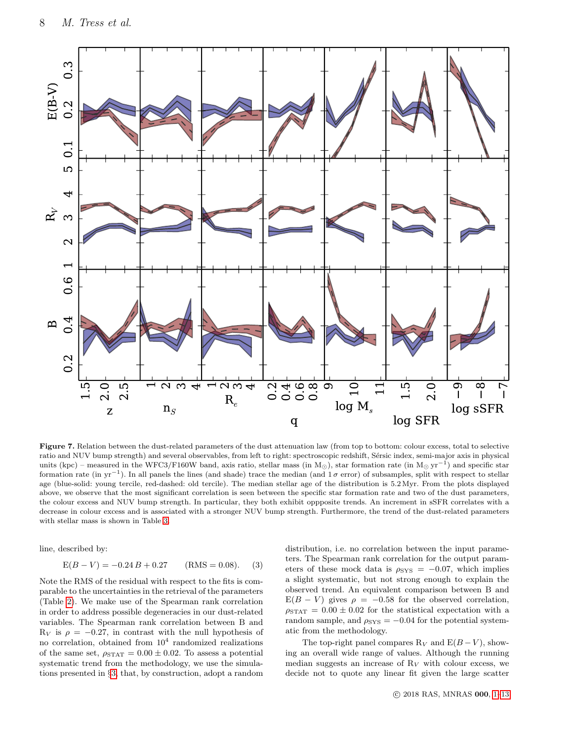**Figure 7.** Relation between the dust-related parameters of the dust attenuation law (from top to bottom: colour excess, total to selective ratio and NUV bump strength) and several observables, from left to right: spectroscopic redshift, Sérsic index, semi-major axis in physical units (kpc) – measured in the WFC3/F160W band, axis ratio, stellar mass (in $M_\odot$), star formation rate (in $M_\odot\,yr^{-1}$) and specific star formation rate (in $yr^{-1}$). In all panels the lines (and shade) trace the median (and $1\,\sigma$ error) of subsamples, split with respect to stellar age (blue-solid: young tercile, red-dashed: old tercile). The median stellar age of the distribution is 5.2 Myr. From the plots displayed above, we observe that the most significant correlation is seen between the specific star formation rate and two of the dust parameters, the colour excess and NUV bump strength. In particular, they both exhibit oppposite trends. An increment in sSFR correlates with a decrease in colour excess and is associated with a stronger NUV bump strength. Furthermore, the trend of the dust-related parameters with stellar mass is shown in Table 3.

line, described by:

$$\mathrm{E}(B-V) = -0.24\,B + 0.27 \qquad (\mathrm{RMS} = 0.08). \qquad (3)$$

Note the RMS of the residual with respect to the fits is comparable to the uncertainties in the retrieval of the parameters (Table 2). We make use of the Spearman rank correlation in order to address possible degeneracies in our dust-related variables. The Spearman rank correlation between B and $R_V$ is $\rho = -0.27$, in contrast with the null hypothesis of no correlation, obtained from $10^4$ randomized realizations of the same set, $\rho_{\mathrm{STAT}} = 0.00 \pm 0.02$. To assess a potential systematic trend from the methodology, we use the simulations presented in §3, that, by construction, adopt a random distribution, i.e. no correlation between the input parameters. The Spearman rank correlation for the output parameters of these mock data is $\rho_{\mathrm{SYS}} = -0.07$, which implies a slight systematic, but not strong enough to explain the observed trend. An equivalent comparison between B and $\mathrm{E}(B-V)$ gives $\rho = -0.58$ for the observed correlation, $\rho_{\mathrm{STAT}} = 0.00 \pm 0.02$ for the statistical expectation with a random sample, and $\rho_{\mathrm{SYS}} = -0.04$ for the potential systematic from the methodology.

The top-right panel compares $R_V$ and $\mathrm{E}(B-V)$, showing an overall wide range of values. Although the running median suggests an increase of $R_V$ with colour excess, we decide not to quote any linear fit given the large scatter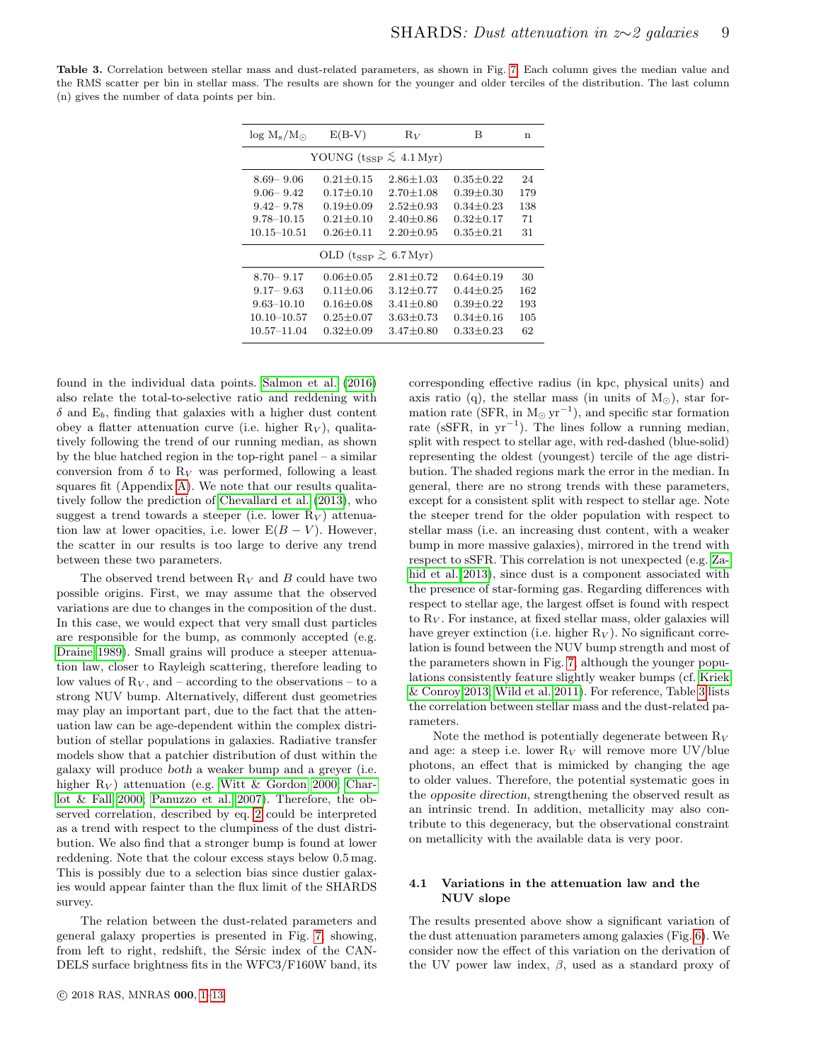**Table 3.** Correlation between stellar mass and dust-related parameters, as shown in Fig. 7. Each column gives the median value and the RMS scatter per bin in stellar mass. The results are shown for the younger and older terciles of the distribution. The last column (n) gives the number of data points per bin.

| $\log M_s/M_\odot$ | E(B-V) | $R_V$ | B | n |
|---|---|---|---|---|
| YOUNG ($t_{SSP} \lesssim 4.1$ Myr) | | | | |
| 8.69– 9.06 | 0.21±0.15 | 2.86±1.03 | 0.35±0.22 | 24 |
| 9.06– 9.42 | 0.17±0.10 | 2.70±1.08 | 0.39±0.30 | 179 |
| 9.42– 9.78 | 0.19±0.09 | 2.52±0.93 | 0.34±0.23 | 138 |
| 9.78–10.15 | 0.21±0.10 | 2.40±0.86 | 0.32±0.17 | 71 |
| 10.15–10.51 | 0.26±0.11 | 2.20±0.95 | 0.35±0.21 | 31 |
| OLD ($t_{SSP} \gtrsim 6.7$ Myr) | | | | |
| 8.70– 9.17 | 0.06±0.05 | 2.81±0.72 | 0.64±0.19 | 30 |
| 9.17– 9.63 | 0.11±0.06 | 3.12±0.77 | 0.44±0.25 | 162 |
| 9.63–10.10 | 0.16±0.08 | 3.41±0.80 | 0.39±0.22 | 193 |
| 10.10–10.57 | 0.25±0.07 | 3.63±0.73 | 0.34±0.16 | 105 |
| 10.57–11.04 | 0.32±0.09 | 3.47±0.80 | 0.33±0.23 | 62 |

found in the individual data points. Salmon et al. (2016) also relate the total-to-selective ratio and reddening with $\delta$ and $E_b$, finding that galaxies with a higher dust content obey a flatter attenuation curve (i.e. higher $R_V$), qualitatively following the trend of our running median, as shown by the blue hatched region in the top-right panel – a similar conversion from $\delta$ to $R_V$ was performed, following a least squares fit (Appendix A). We note that our results qualitatively follow the prediction of Chevallard et al. (2013), who suggest a trend towards a steeper (i.e. lower $R_V$) attenuation law at lower opacities, i.e. lower $E(B-V)$. However, the scatter in our results is too large to derive any trend between these two parameters.

The observed trend between $R_V$ and $B$ could have two possible origins. First, we may assume that the observed variations are due to changes in the composition of the dust. In this case, we would expect that very small dust particles are responsible for the bump, as commonly accepted (e.g. Draine 1989). Small grains will produce a steeper attenuation law, closer to Rayleigh scattering, therefore leading to low values of $R_V$, and – according to the observations – to a strong NUV bump. Alternatively, different dust geometries may play an important part, due to the fact that the attenuation law can be age-dependent within the complex distribution of stellar populations in galaxies. Radiative transfer models show that a patchier distribution of dust within the galaxy will produce *both* a weaker bump and a greyer (i.e. higher $R_V$) attenuation (e.g. Witt & Gordon 2000; Charlot & Fall 2000; Panuzzo et al. 2007). Therefore, the observed correlation, described by eq. 2 could be interpreted as a trend with respect to the clumpiness of the dust distribution. We also find that a stronger bump is found at lower reddening. Note that the colour excess stays below 0.5 mag. This is possibly due to a selection bias since dustier galaxies would appear fainter than the flux limit of the SHARDS survey.

The relation between the dust-related parameters and general galaxy properties is presented in Fig. 7, showing, from left to right, redshift, the Sérsic index of the CANDELS surface brightness fits in the WFC3/F160W band, its corresponding effective radius (in kpc, physical units) and axis ratio (q), the stellar mass (in units of $M_\odot$), star formation rate (SFR, in $M_\odot\,yr^{-1}$), and specific star formation rate (sSFR, in $yr^{-1}$). The lines follow a running median, split with respect to stellar age, with red-dashed (blue-solid) representing the oldest (youngest) tercile of the age distribution. The shaded regions mark the error in the median. In general, there are no strong trends with these parameters, except for a consistent split with respect to stellar age. Note the steeper trend for the older population with respect to stellar mass (i.e. an increasing dust content, with a weaker bump in more massive galaxies), mirrored in the trend with respect to sSFR. This correlation is not unexpected (e.g. Zahid et al. 2013), since dust is a component associated with the presence of star-forming gas. Regarding differences with respect to stellar age, the largest offset is found with respect to $R_V$. For instance, at fixed stellar mass, older galaxies will have greyer extinction (i.e. higher $R_V$). No significant correlation is found between the NUV bump strength and most of the parameters shown in Fig. 7, although the younger populations consistently feature slightly weaker bumps (cf. Kriek & Conroy 2013; Wild et al. 2011). For reference, Table 3 lists the correlation between stellar mass and the dust-related parameters.

Note the method is potentially degenerate between $R_V$ and age: a steep i.e. lower $R_V$ will remove more UV/blue photons, an effect that is mimicked by changing the age to older values. Therefore, the potential systematic goes in the *opposite direction*, strengthening the observed result as an intrinsic trend. In addition, metallicity may also contribute to this degeneracy, but the observational constraint on metallicity with the available data is very poor.

### 4.1 Variations in the attenuation law and the NUV slope

The results presented above show a significant variation of the dust attenuation parameters among galaxies (Fig. 6). We consider now the effect of this variation on the derivation of the UV power law index, $\beta$, used as a standard proxy of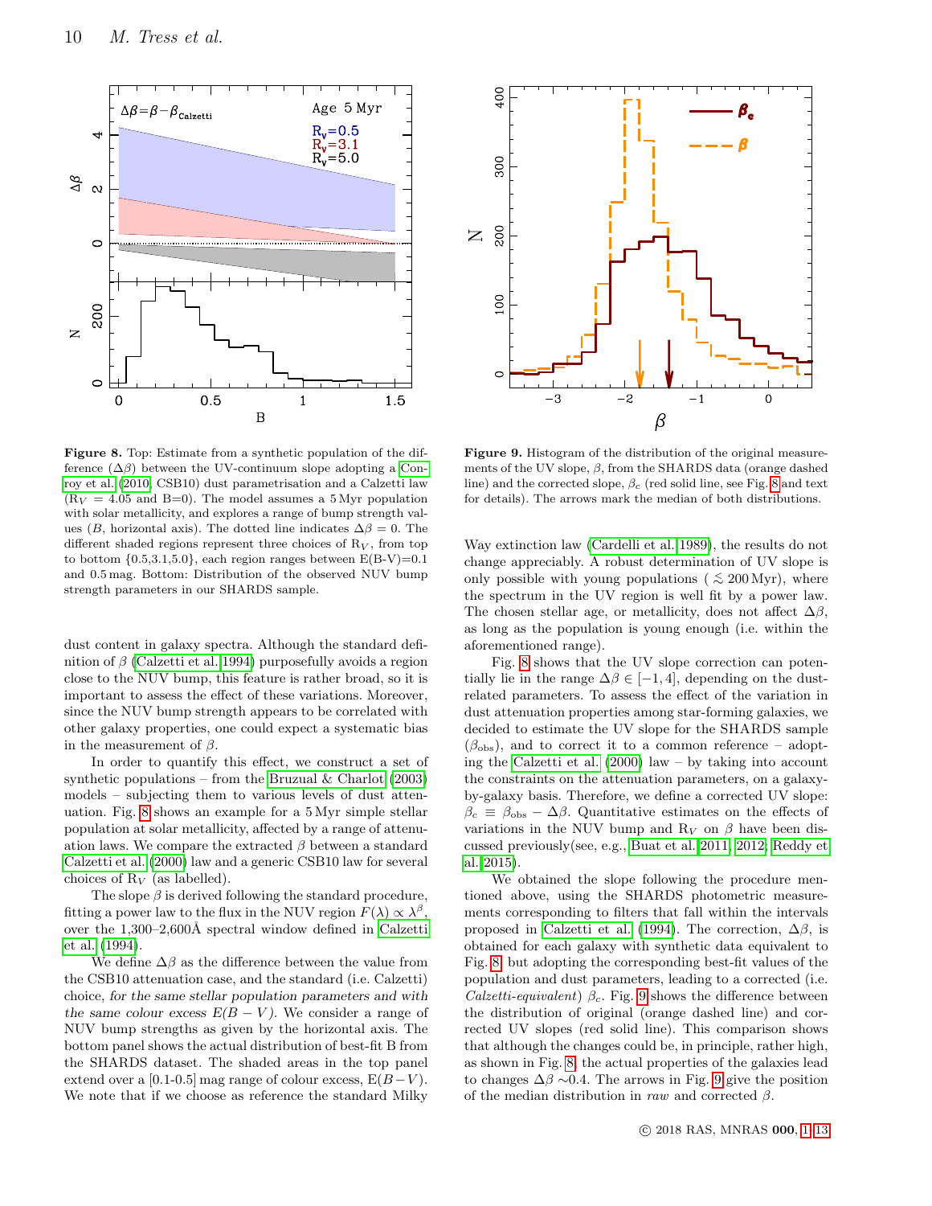**Figure 8.** Top: Estimate from a synthetic population of the difference ($\Delta\beta$) between the UV-continuum slope adopting a Conroy et al. (2010, CSB10) dust parametrisation and a Calzetti law ($R_V = 4.05$ and B=0). The model assumes a 5 Myr population with solar metallicity, and explores a range of bump strength values ($B$, horizontal axis). The dotted line indicates $\Delta\beta = 0$. The different shaded regions represent three choices of $R_V$, from top to bottom {0.5,3.1,5.0}, each region ranges between E(B-V)=0.1 and 0.5 mag. Bottom: Distribution of the observed NUV bump strength parameters in our SHARDS sample.

**Figure 9.** Histogram of the distribution of the original measurements of the UV slope, $\beta$, from the SHARDS data (orange dashed line) and the corrected slope, $\beta_c$ (red solid line, see Fig. 8 and text for details). The arrows mark the median of both distributions.

dust content in galaxy spectra. Although the standard definition of $\beta$ (Calzetti et al. 1994) purposefully avoids a region close to the NUV bump, this feature is rather broad, so it is important to assess the effect of these variations. Moreover, since the NUV bump strength appears to be correlated with other galaxy properties, one could expect a systematic bias in the measurement of $\beta$.

In order to quantify this effect, we construct a set of synthetic populations – from the Bruzual & Charlot (2003) models – subjecting them to various levels of dust attenuation. Fig. 8 shows an example for a 5 Myr simple stellar population at solar metallicity, affected by a range of attenuation laws. We compare the extracted $\beta$ between a standard Calzetti et al. (2000) law and a generic CSB10 law for several choices of $R_V$ (as labelled).

The slope $\beta$ is derived following the standard procedure, fitting a power law to the flux in the NUV region $F(\lambda) \propto \lambda^{\beta}$, over the 1,300–2,600Å spectral window defined in Calzetti et al. (1994).

We define $\Delta\beta$ as the difference between the value from the CSB10 attenuation case, and the standard (i.e. Calzetti) choice, *for the same stellar population parameters and with the same colour excess $E(B-V)$*. We consider a range of NUV bump strengths as given by the horizontal axis. The bottom panel shows the actual distribution of best-fit B from the SHARDS dataset. The shaded areas in the top panel extend over a [0.1-0.5] mag range of colour excess, $E(B-V)$. We note that if we choose as reference the standard Milky Way extinction law (Cardelli et al. 1989), the results do not change appreciably. A robust determination of UV slope is only possible with young populations ($\lesssim 200$ Myr), where the spectrum in the UV region is well fit by a power law. The chosen stellar age, or metallicity, does not affect $\Delta\beta$, as long as the population is young enough (i.e. within the aforementioned range).

Fig. 8 shows that the UV slope correction can potentially lie in the range $\Delta\beta \in [-1, 4]$, depending on the dust-related parameters. To assess the effect of the variation in dust attenuation properties among star-forming galaxies, we decided to estimate the UV slope for the SHARDS sample ($\beta_{\rm obs}$), and to correct it to a common reference – adopting the Calzetti et al. (2000) law – by taking into account the constraints on the attenuation parameters, on a galaxy-by-galaxy basis. Therefore, we define a corrected UV slope: $\beta_c \equiv \beta_{\rm obs} - \Delta\beta$. Quantitative estimates on the effects of variations in the NUV bump and $R_V$ on $\beta$ have been discussed previously(see, e.g., Buat et al. 2011, 2012; Reddy et al. 2015).

We obtained the slope following the procedure mentioned above, using the SHARDS photometric measurements corresponding to filters that fall within the intervals proposed in Calzetti et al. (1994). The correction, $\Delta\beta$, is obtained for each galaxy with synthetic data equivalent to Fig. 8, but adopting the corresponding best-fit values of the population and dust parameters, leading to a corrected (i.e. *Calzetti-equivalent*) $\beta_c$. Fig. 9 shows the difference between the distribution of original (orange dashed line) and corrected UV slopes (red solid line). This comparison shows that although the changes could be, in principle, rather high, as shown in Fig. 8, the actual properties of the galaxies lead to changes $\Delta\beta \sim$0.4. The arrows in Fig. 9 give the position of the median distribution in *raw* and corrected $\beta$.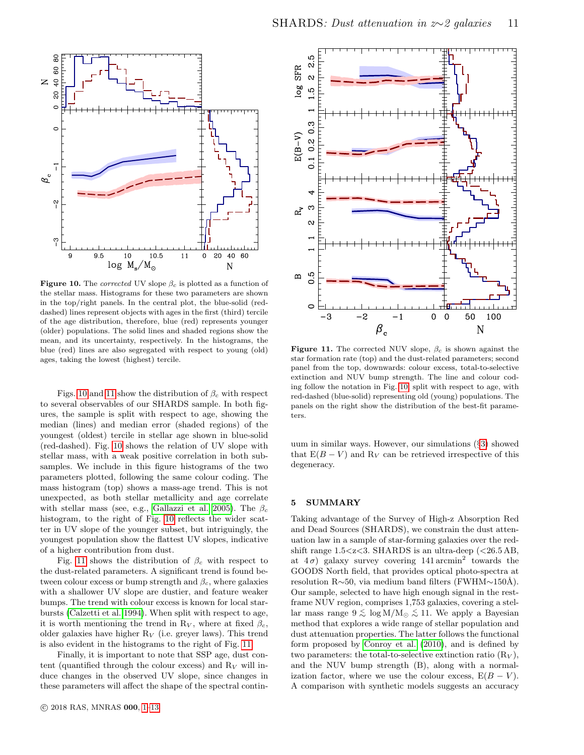**Figure 10.** The *corrected* UV slope $\beta_c$ is plotted as a function of the stellar mass. Histograms for these two parameters are shown in the top/right panels. In the central plot, the blue-solid (red-dashed) lines represent objects with ages in the first (third) tercile of the age distribution, therefore, blue (red) represents younger (older) populations. The solid lines and shaded regions show the mean, and its uncertainty, respectively. In the histograms, the blue (red) lines are also segregated with respect to young (old) ages, taking the lowest (highest) tercile.

**Figure 11.** The corrected NUV slope, $\beta_c$ is shown against the star formation rate (top) and the dust-related parameters; second panel from the top, downwards: colour excess, total-to-selective extinction and NUV bump strength. The line and colour coding follow the notation in Fig. 10, split with respect to age, with red-dashed (blue-solid) representing old (young) populations. The panels on the right show the distribution of the best-fit parameters.

Figs. 10 and 11 show the distribution of $\beta_c$ with respect to several observables of our SHARDS sample. In both figures, the sample is split with respect to age, showing the median (lines) and median error (shaded regions) of the youngest (oldest) tercile in stellar age shown in blue-solid (red-dashed). Fig. 10 shows the relation of UV slope with stellar mass, with a weak positive correlation in both subsamples. We include in this figure histograms of the two parameters plotted, following the same colour coding. The mass histogram (top) shows a mass-age trend. This is not unexpected, as both stellar metallicity and age correlate with stellar mass (see, e.g., Gallazzi et al. 2005). The $\beta_c$ histogram, to the right of Fig. 10 reflects the wider scatter in UV slope of the younger subset, but intriguingly, the youngest population show the flattest UV slopes, indicative of a higher contribution from dust.

Fig. 11 shows the distribution of $\beta_c$ with respect to the dust-related parameters. A significant trend is found between colour excess or bump strength and $\beta_c$, where galaxies with a shallower UV slope are dustier, and feature weaker bumps. The trend with colour excess is known for local starbursts (Calzetti et al. 1994). When split with respect to age, it is worth mentioning the trend in $R_V$, where at fixed $\beta_c$, older galaxies have higher $R_V$ (i.e. greyer laws). This trend is also evident in the histograms to the right of Fig. 11.

Finally, it is important to note that SSP age, dust content (quantified through the colour excess) and $R_V$ will induce changes in the observed UV slope, since changes in these parameters will affect the shape of the spectral continuum in similar ways. However, our simulations (§3) showed that $E(B-V)$ and $R_V$ can be retrieved irrespective of this degeneracy.

## 5 SUMMARY

Taking advantage of the Survey of High-z Absorption Red and Dead Sources (SHARDS), we constrain the dust attenuation law in a sample of star-forming galaxies over the redshift range 1.5<z<3. SHARDS is an ultra-deep (<26.5 AB, at $4\sigma$) galaxy survey covering 141 arcmin$^2$ towards the GOODS North field, that provides optical photo-spectra at resolution R∼50, via medium band filters (FWHM∼150Å). Our sample, selected to have high enough signal in the rest-frame NUV region, comprises 1,753 galaxies, covering a stellar mass range $9 \lesssim \log \mathrm{M/M_\odot} \lesssim 11$. We apply a Bayesian method that explores a wide range of stellar population and dust attenuation properties. The latter follows the functional form proposed by Conroy et al. (2010), and is defined by two parameters: the total-to-selective extinction ratio ($R_V$), and the NUV bump strength (B), along with a normalization factor, where we use the colour excess, $E(B-V)$. A comparison with synthetic models suggests an accuracy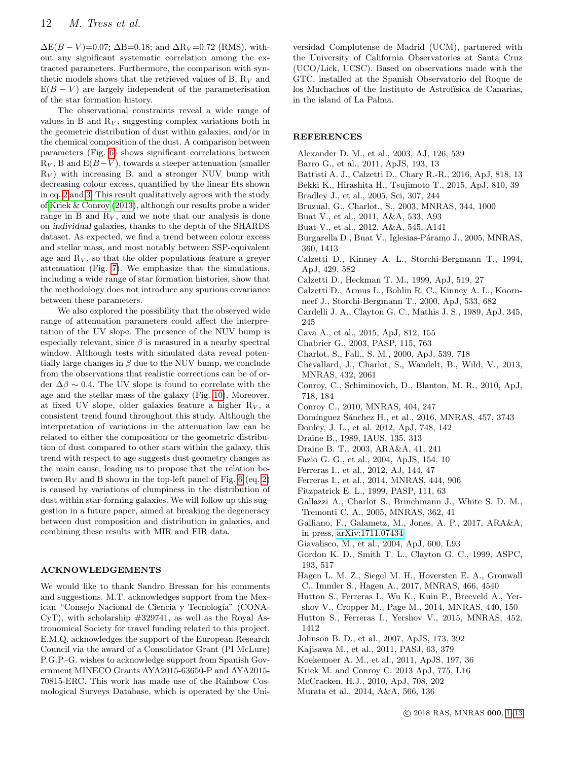$\Delta$E$(B-V)$=0.07; $\Delta$B=0.18; and $\Delta$R$_V$=0.72 (RMS), without any significant systematic correlation among the extracted parameters. Furthermore, the comparison with synthetic models shows that the retrieved values of B, R$_V$ and E$(B-V)$ are largely independent of the parameterisation of the star formation history.

The observational constraints reveal a wide range of values in B and R$_V$, suggesting complex variations both in the geometric distribution of dust within galaxies, and/or in the chemical composition of the dust. A comparison between parameters (Fig. 6) shows significant correlations between R$_V$, B and E$(B-V)$, towards a steeper attenuation (smaller R$_V$) with increasing B, and a stronger NUV bump with decreasing colour excess, quantified by the linear fits shown in eq. 2 and 3. This result qualitatively agrees with the study of Kriek & Conroy (2013), although our results probe a wider range in B and R$_V$, and we note that our analysis is done on *individual* galaxies, thanks to the depth of the SHARDS dataset. As expected, we find a trend between colour excess and stellar mass, and most notably between SSP-equivalent age and R$_V$, so that the older populations feature a greyer attenuation (Fig. 7). We emphasize that the simulations, including a wide range of star formation histories, show that the methodology does not introduce any spurious covariance between these parameters.

We also explored the possibility that the observed wide range of attenuation parameters could affect the interpretation of the UV slope. The presence of the NUV bump is especially relevant, since $\beta$ is measured in a nearby spectral window. Although tests with simulated data reveal potentially large changes in $\beta$ due to the NUV bump, we conclude from the observations that realistic corrections can be of order $\Delta\beta \sim 0.4$. The UV slope is found to correlate with the age and the stellar mass of the galaxy (Fig. 10). Moreover, at fixed UV slope, older galaxies feature a higher R$_V$, a consistent trend found throughout this study. Although the interpretation of variations in the attenuation law can be related to either the composition or the geometric distribution of dust compared to other stars within the galaxy, this trend with respect to age suggests dust geometry changes as the main cause, leading us to propose that the relation between R$_V$ and B shown in the top-left panel of Fig. 6 (eq. 2) is caused by variations of clumpiness in the distribution of dust within star-forming galaxies. We will follow up this suggestion in a future paper, aimed at breaking the degeneracy between dust composition and distribution in galaxies, and combining these results with MIR and FIR data.

## ACKNOWLEDGEMENTS

We would like to thank Sandro Bressan for his comments and suggestions. M.T. acknowledges support from the Mexican "Consejo Nacional de Ciencia y Tecnología" (CONACyT), with scholarship #329741, as well as the Royal Astronomical Society for travel funding related to this project. E.M.Q. acknowledges the support of the European Research Council via the award of a Consolidator Grant (PI McLure) P.G.P.-G. wishes to acknowledge support from Spanish Government MINECO Grants AYA2015-63650-P and AYA2015-70815-ERC. This work has made use of the Rainbow Cosmological Surveys Database, which is operated by the Universidad Complutense de Madrid (UCM), partnered with the University of California Observatories at Santa Cruz (UCO/Lick, UCSC). Based on observations made with the GTC, installed at the Spanish Observatorio del Roque de los Muchachos of the Instituto de Astrofísica de Canarias, in the island of La Palma.

## REFERENCES

Alexander D. M., et al., 2003, AJ, 126, 539
Barro G., et al., 2011, ApJS, 193, 13
Battisti A. J., Calzetti D., Chary R.-R., 2016, ApJ, 818, 13
Bekki K., Hirashita H., Tsujimoto T., 2015, ApJ, 810, 39
Bradley J., et al., 2005, Sci, 307, 244
Bruzual, G., Charlot., S., 2003, MNRAS, 344, 1000
Buat V., et al., 2011, A&A, 533, A93
Buat V., et al., 2012, A&A, 545, A141
Burgarella D., Buat V., Iglesias-Páramo J., 2005, MNRAS, 360, 1413
Calzetti D., Kinney A. L., Storchi-Bergmann T., 1994, ApJ, 429, 582
Calzetti D., Heckman T. M., 1999, ApJ, 519, 27
Calzetti D., Armus L., Bohlin R. C., Kinney A. L., Koornneef J., Storchi-Bergmann T., 2000, ApJ, 533, 682
Cardelli J. A., Clayton G. C., Mathis J. S., 1989, ApJ, 345, 245
Cava A., et al., 2015, ApJ, 812, 155
Chabrier G., 2003, PASP, 115, 763
Charlot, S., Fall., S. M., 2000, ApJ, 539, 718
Chevallard, J., Charlot, S., Wandelt, B., Wild, V., 2013, MNRAS, 432, 2061
Conroy, C., Schiminovich, D., Blanton, M. R., 2010, ApJ, 718, 184
Conroy C., 2010, MNRAS, 404, 247
Domínguez Sánchez H., et al., 2016, MNRAS, 457, 3743
Donley, J. L., et al. 2012, ApJ, 748, 142
Draine B., 1989, IAUS, 135, 313
Draine B. T., 2003, ARA&A, 41, 241
Fazio G. G., et al., 2004, ApJS, 154, 10
Ferreras I., et al., 2012, AJ, 144, 47
Ferreras I., et al., 2014, MNRAS, 444, 906
Fitzpatrick E. L., 1999, PASP, 111, 63
Gallazzi A., Charlot S., Brinchmann J., White S. D. M., Tremonti C. A., 2005, MNRAS, 362, 41
Galliano, F., Galametz, M., Jones, A. P., 2017, ARA&A, in press, arXiv:1711.07434
Giavalisco, M., et al., 2004, ApJ, 600, L93
Gordon K. D., Smith T. L., Clayton G. C., 1999, ASPC, 193, 517
Hagen L. M. Z., Siegel M. H., Hoversten E. A., Gronwall C., Immler S., Hagen A., 2017, MNRAS, 466, 4540
Hutton S., Ferreras I., Wu K., Kuin P., Breeveld A., Yershov V., Cropper M., Page M., 2014, MNRAS, 440, 150
Hutton S., Ferreras I., Yershov V., 2015, MNRAS, 452, 1412
Johnson B. D., et al., 2007, ApJS, 173, 392
Kajisawa M., et al., 2011, PASJ, 63, 379
Koekemoer A. M., et al., 2011, ApJS, 197, 36
Kriek M. and Conroy C. 2013 ApJ, 775, L16
McCracken, H.J., 2010, ApJ, 708, 202
Murata et al., 2014, A&A, 566, 136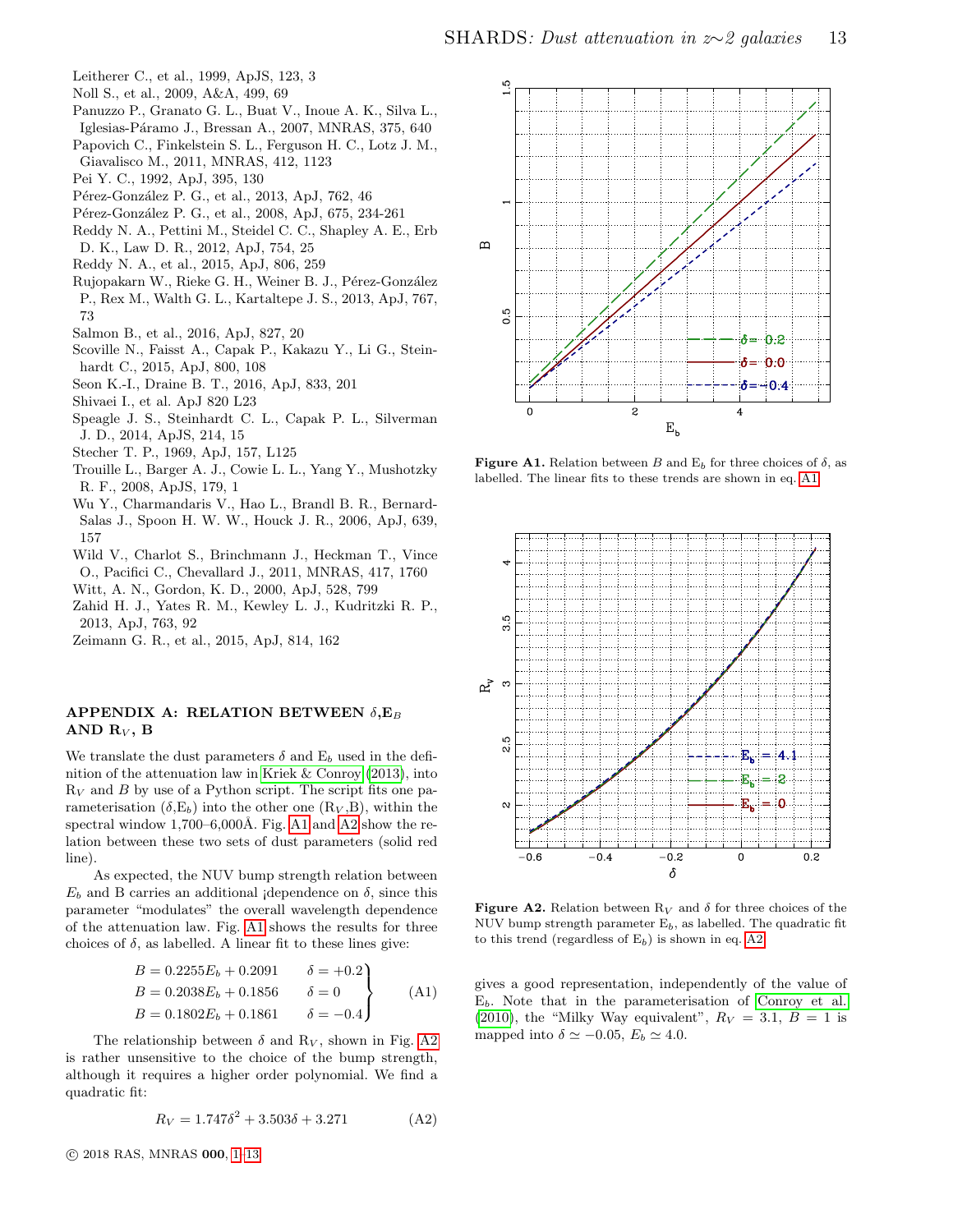Leitherer C., et al., 1999, ApJS, 123, 3

Noll S., et al., 2009, A&A, 499, 69

Panuzzo P., Granato G. L., Buat V., Inoue A. K., Silva L., Iglesias-Páramo J., Bressan A., 2007, MNRAS, 375, 640

Papovich C., Finkelstein S. L., Ferguson H. C., Lotz J. M., Giavalisco M., 2011, MNRAS, 412, 1123

Pei Y. C., 1992, ApJ, 395, 130

Pérez-González P. G., et al., 2013, ApJ, 762, 46

Pérez-González P. G., et al., 2008, ApJ, 675, 234-261

Reddy N. A., Pettini M., Steidel C. C., Shapley A. E., Erb D. K., Law D. R., 2012, ApJ, 754, 25

Reddy N. A., et al., 2015, ApJ, 806, 259

Rujopakarn W., Rieke G. H., Weiner B. J., Pérez-González P., Rex M., Walth G. L., Kartaltepe J. S., 2013, ApJ, 767, 73

Salmon B., et al., 2016, ApJ, 827, 20

Scoville N., Faisst A., Capak P., Kakazu Y., Li G., Steinhardt C., 2015, ApJ, 800, 108

Seon K.-I., Draine B. T., 2016, ApJ, 833, 201

Shivaei I., et al. ApJ 820 L23

Speagle J. S., Steinhardt C. L., Capak P. L., Silverman J. D., 2014, ApJS, 214, 15

Stecher T. P., 1969, ApJ, 157, L125

Trouille L., Barger A. J., Cowie L. L., Yang Y., Mushotzky R. F., 2008, ApJS, 179, 1

Wu Y., Charmandaris V., Hao L., Brandl B. R., Bernard-Salas J., Spoon H. W. W., Houck J. R., 2006, ApJ, 639, 157

Wild V., Charlot S., Brinchmann J., Heckman T., Vince O., Pacifici C., Chevallard J., 2011, MNRAS, 417, 1760

Witt, A. N., Gordon, K. D., 2000, ApJ, 528, 799

Zahid H. J., Yates R. M., Kewley L. J., Kudritzki R. P., 2013, ApJ, 763, 92

Zeimann G. R., et al., 2015, ApJ, 814, 162

## APPENDIX A: RELATION BETWEEN $\delta$,$E_B$ AND $R_V$, B

We translate the dust parameters $\delta$ and $E_b$ used in the definition of the attenuation law in Kriek & Conroy (2013), into $R_V$ and $B$ by use of a Python script. The script fits one parameterisation ($\delta$,$E_b$) into the other one ($R_V$,B), within the spectral window 1,700–6,000Å. Fig. A1 and A2 show the relation between these two sets of dust parameters (solid red line).

As expected, the NUV bump strength relation between $E_b$ and B carries an additional ¡dependence on $\delta$, since this parameter "modulates" the overall wavelength dependence of the attenuation law. Fig. A1 shows the results for three choices of $\delta$, as labelled. A linear fit to these lines give:

$$\left.\begin{array}{ll} B = 0.2255E_b + 0.2091 & \delta = +0.2 \\ B = 0.2038E_b + 0.1856 & \delta = 0 \\ B = 0.1802E_b + 0.1861 & \delta = -0.4 \end{array}\right\} \quad \text{(A1)}$$

The relationship between $\delta$ and $R_V$, shown in Fig. A2 is rather unsensitive to the choice of the bump strength, although it requires a higher order polynomial. We find a quadratic fit:

$$R_V = 1.747\delta^2 + 3.503\delta + 3.271 \quad \text{(A2)}$$

gives a good representation, independently of the value of $E_b$. Note that in the parameterisation of Conroy et al. (2010), the "Milky Way equivalent", $R_V = 3.1$, $B = 1$ is mapped into $\delta \simeq -0.05$, $E_b \simeq 4.0$.

B
1.5
1
0.5
0
2
4
$E_b$
δ= 0.2
δ= 0.0
δ=−0.4

**Figure A1.** Relation between $B$ and $E_b$ for three choices of $\delta$, as labelled. The linear fits to these trends are shown in eq. A1.

$R_V$
4
3.5
3
2.5
2
−0.6
−0.4
−0.2
0
0.2
$\delta$
$E_b$ = 4.1
$E_b$ = 2
$E_b$ = 0

**Figure A2.** Relation between $R_V$ and $\delta$ for three choices of the NUV bump strength parameter $E_b$, as labelled. The quadratic fit to this trend (regardless of $E_b$) is shown in eq. A2.